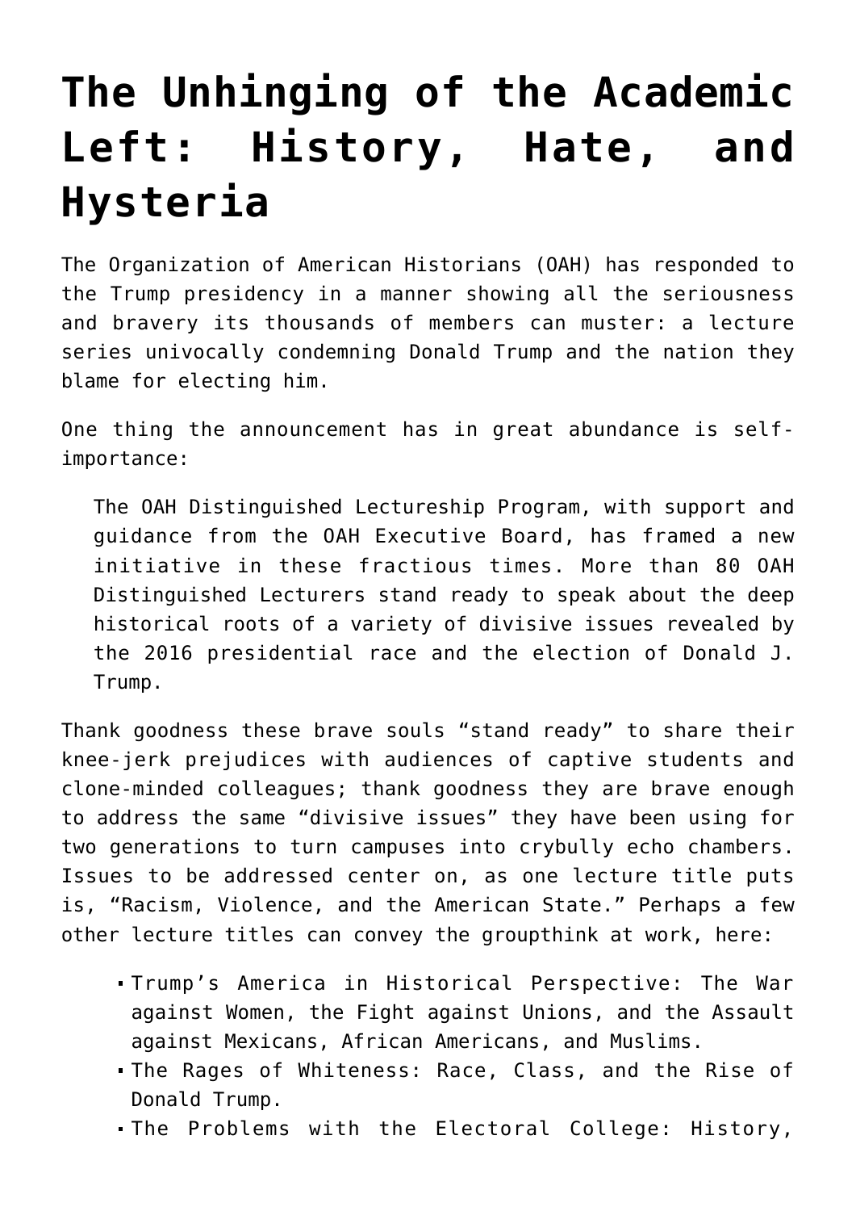# The Unhinging of the Academic Left: History, Hate, and Hysteria

The Organization of American Historians (OAH) has responded to the Trump presidency in a manner showing all the seriousness and bravery its thousands of members can muster: a lecture series univocally condemning Donald Trump and the nation they blame for electing him.

One thing the announcement has in great abundance is self-importance:

> The OAH Distinguished Lectureship Program, with support and guidance from the OAH Executive Board, has framed a new initiative in these fractious times. More than 80 OAH Distinguished Lecturers stand ready to speak about the deep historical roots of a variety of divisive issues revealed by the 2016 presidential race and the election of Donald J. Trump.

Thank goodness these brave souls "stand ready" to share their knee-jerk prejudices with audiences of captive students and clone-minded colleagues; thank goodness they are brave enough to address the same "divisive issues" they have been using for two generations to turn campuses into crybully echo chambers. Issues to be addressed center on, as one lecture title puts is, "Racism, Violence, and the American State." Perhaps a few other lecture titles can convey the groupthink at work, here:

- Trump's America in Historical Perspective: The War against Women, the Fight against Unions, and the Assault against Mexicans, African Americans, and Muslims.
- The Rages of Whiteness: Race, Class, and the Rise of Donald Trump.
- The Problems with the Electoral College: History,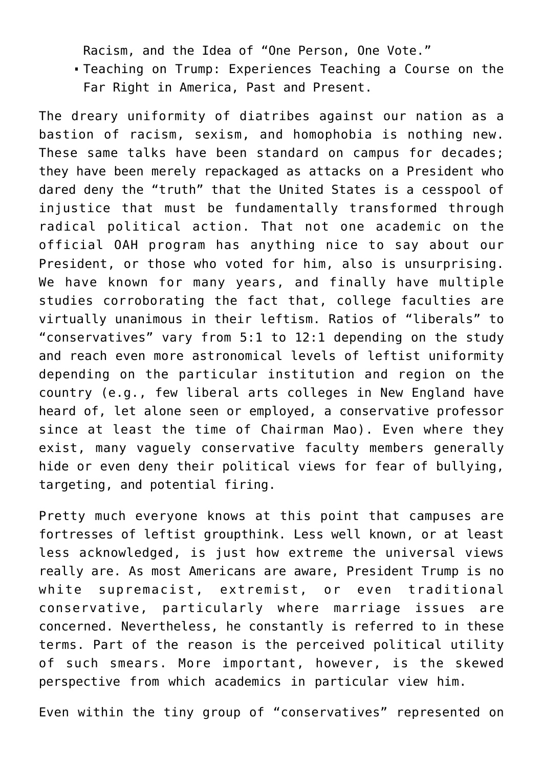Racism, and the Idea of "One Person, One Vote."

- Teaching on Trump: Experiences Teaching a Course on the Far Right in America, Past and Present.

The dreary uniformity of diatribes against our nation as a bastion of racism, sexism, and homophobia is nothing new. These same talks have been standard on campus for decades; they have been merely repackaged as attacks on a President who dared deny the "truth" that the United States is a cesspool of injustice that must be fundamentally transformed through radical political action. That not one academic on the official OAH program has anything nice to say about our President, or those who voted for him, also is unsurprising. We have known for many years, and finally have multiple studies corroborating the fact that, college faculties are virtually unanimous in their leftism. Ratios of "liberals" to "conservatives" vary from 5:1 to 12:1 depending on the study and reach even more astronomical levels of leftist uniformity depending on the particular institution and region on the country (e.g., few liberal arts colleges in New England have heard of, let alone seen or employed, a conservative professor since at least the time of Chairman Mao). Even where they exist, many vaguely conservative faculty members generally hide or even deny their political views for fear of bullying, targeting, and potential firing.

Pretty much everyone knows at this point that campuses are fortresses of leftist groupthink. Less well known, or at least less acknowledged, is just how extreme the universal views really are. As most Americans are aware, President Trump is no white supremacist, extremist, or even traditional conservative, particularly where marriage issues are concerned. Nevertheless, he constantly is referred to in these terms. Part of the reason is the perceived political utility of such smears. More important, however, is the skewed perspective from which academics in particular view him.

Even within the tiny group of "conservatives" represented on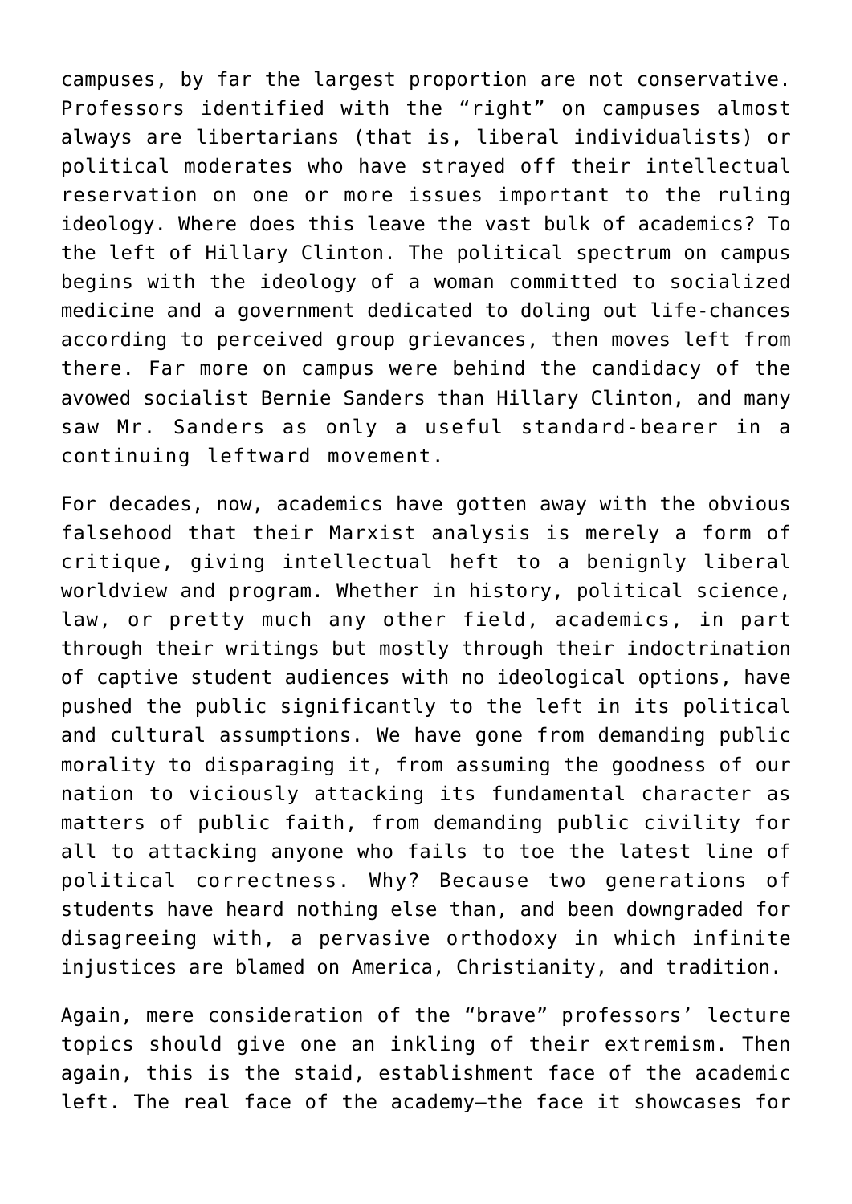campuses, by far the largest proportion are not conservative. Professors identified with the "right" on campuses almost always are libertarians (that is, liberal individualists) or political moderates who have strayed off their intellectual reservation on one or more issues important to the ruling ideology. Where does this leave the vast bulk of academics? To the left of Hillary Clinton. The political spectrum on campus begins with the ideology of a woman committed to socialized medicine and a government dedicated to doling out life-chances according to perceived group grievances, then moves left from there. Far more on campus were behind the candidacy of the avowed socialist Bernie Sanders than Hillary Clinton, and many saw Mr. Sanders as only a useful standard-bearer in a continuing leftward movement.

For decades, now, academics have gotten away with the obvious falsehood that their Marxist analysis is merely a form of critique, giving intellectual heft to a benignly liberal worldview and program. Whether in history, political science, law, or pretty much any other field, academics, in part through their writings but mostly through their indoctrination of captive student audiences with no ideological options, have pushed the public significantly to the left in its political and cultural assumptions. We have gone from demanding public morality to disparaging it, from assuming the goodness of our nation to viciously attacking its fundamental character as matters of public faith, from demanding public civility for all to attacking anyone who fails to toe the latest line of political correctness. Why? Because two generations of students have heard nothing else than, and been downgraded for disagreeing with, a pervasive orthodoxy in which infinite injustices are blamed on America, Christianity, and tradition.

Again, mere consideration of the "brave" professors' lecture topics should give one an inkling of their extremism. Then again, this is the staid, establishment face of the academic left. The real face of the academy—the face it showcases for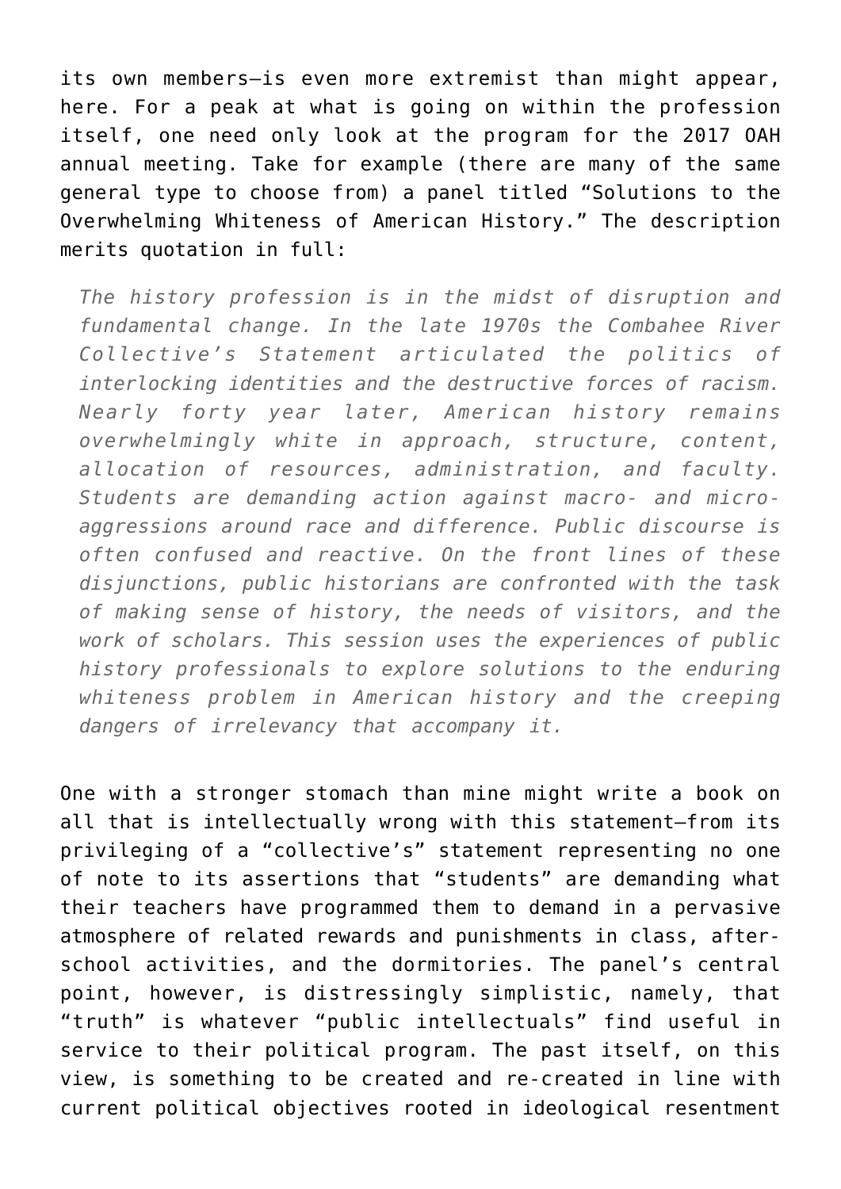its own members—is even more extremist than might appear, here. For a peak at what is going on within the profession itself, one need only look at the program for the 2017 OAH annual meeting. Take for example (there are many of the same general type to choose from) a panel titled “Solutions to the Overwhelming Whiteness of American History.” The description merits quotation in full:

> *The history profession is in the midst of disruption and fundamental change. In the late 1970s the Combahee River Collective’s Statement articulated the politics of interlocking identities and the destructive forces of racism. Nearly forty year later, American history remains overwhelmingly white in approach, structure, content, allocation of resources, administration, and faculty. Students are demanding action against macro- and micro-aggressions around race and difference. Public discourse is often confused and reactive. On the front lines of these disjunctions, public historians are confronted with the task of making sense of history, the needs of visitors, and the work of scholars. This session uses the experiences of public history professionals to explore solutions to the enduring whiteness problem in American history and the creeping dangers of irrelevancy that accompany it.*

One with a stronger stomach than mine might write a book on all that is intellectually wrong with this statement—from its privileging of a “collective’s” statement representing no one of note to its assertions that “students” are demanding what their teachers have programmed them to demand in a pervasive atmosphere of related rewards and punishments in class, after-school activities, and the dormitories. The panel’s central point, however, is distressingly simplistic, namely, that “truth” is whatever “public intellectuals” find useful in service to their political program. The past itself, on this view, is something to be created and re-created in line with current political objectives rooted in ideological resentment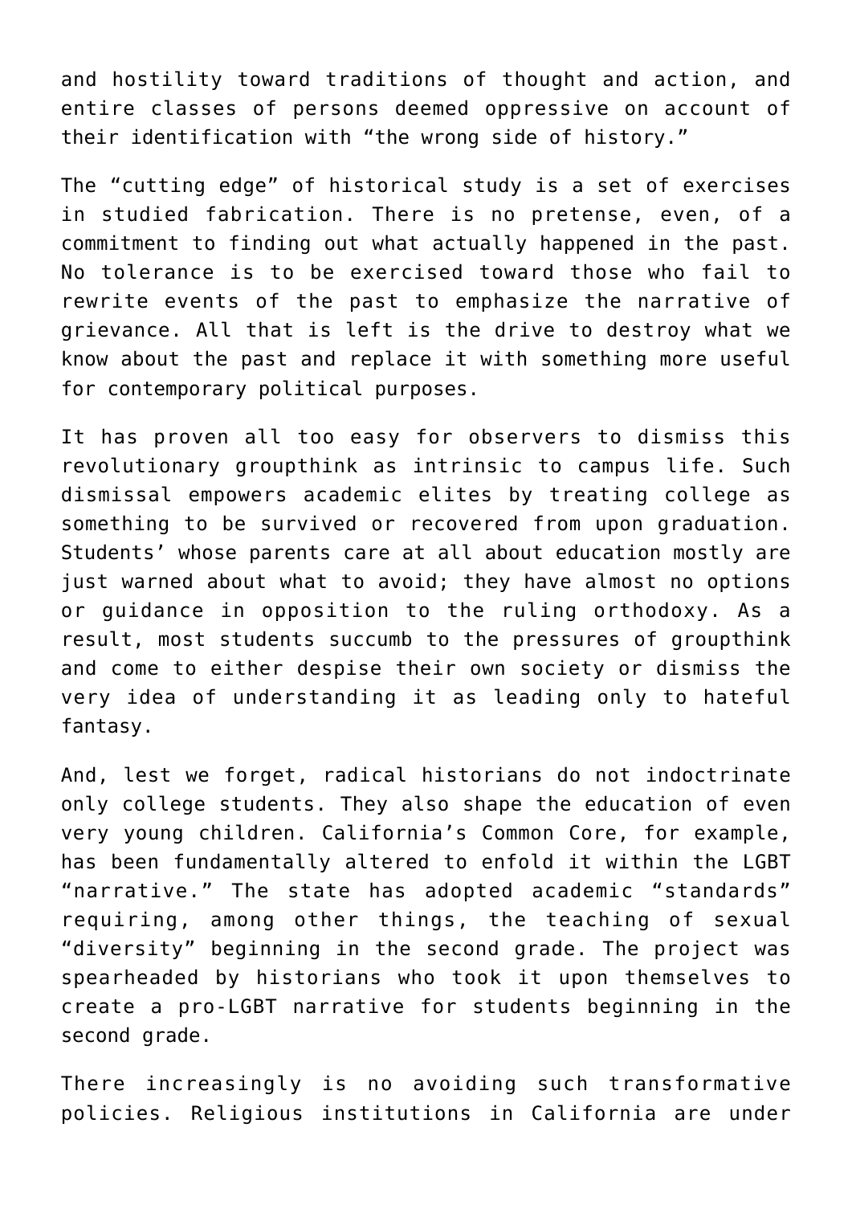and hostility toward traditions of thought and action, and entire classes of persons deemed oppressive on account of their identification with "the wrong side of history."

The "cutting edge" of historical study is a set of exercises in studied fabrication. There is no pretense, even, of a commitment to finding out what actually happened in the past. No tolerance is to be exercised toward those who fail to rewrite events of the past to emphasize the narrative of grievance. All that is left is the drive to destroy what we know about the past and replace it with something more useful for contemporary political purposes.

It has proven all too easy for observers to dismiss this revolutionary groupthink as intrinsic to campus life. Such dismissal empowers academic elites by treating college as something to be survived or recovered from upon graduation. Students' whose parents care at all about education mostly are just warned about what to avoid; they have almost no options or guidance in opposition to the ruling orthodoxy. As a result, most students succumb to the pressures of groupthink and come to either despise their own society or dismiss the very idea of understanding it as leading only to hateful fantasy.

And, lest we forget, radical historians do not indoctrinate only college students. They also shape the education of even very young children. California's Common Core, for example, has been fundamentally altered to enfold it within the LGBT "narrative." The state has adopted academic "standards" requiring, among other things, the teaching of sexual "diversity" beginning in the second grade. The project was spearheaded by historians who took it upon themselves to create a pro-LGBT narrative for students beginning in the second grade.

There increasingly is no avoiding such transformative policies. Religious institutions in California are under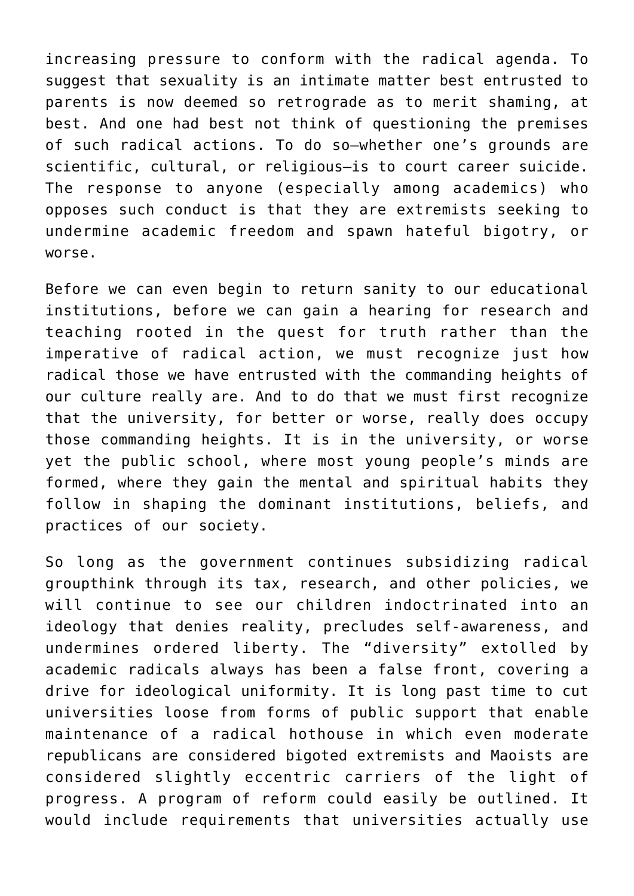increasing pressure to conform with the radical agenda. To suggest that sexuality is an intimate matter best entrusted to parents is now deemed so retrograde as to merit shaming, at best. And one had best not think of questioning the premises of such radical actions. To do so—whether one's grounds are scientific, cultural, or religious—is to court career suicide. The response to anyone (especially among academics) who opposes such conduct is that they are extremists seeking to undermine academic freedom and spawn hateful bigotry, or worse.

Before we can even begin to return sanity to our educational institutions, before we can gain a hearing for research and teaching rooted in the quest for truth rather than the imperative of radical action, we must recognize just how radical those we have entrusted with the commanding heights of our culture really are. And to do that we must first recognize that the university, for better or worse, really does occupy those commanding heights. It is in the university, or worse yet the public school, where most young people's minds are formed, where they gain the mental and spiritual habits they follow in shaping the dominant institutions, beliefs, and practices of our society.

So long as the government continues subsidizing radical groupthink through its tax, research, and other policies, we will continue to see our children indoctrinated into an ideology that denies reality, precludes self-awareness, and undermines ordered liberty. The "diversity" extolled by academic radicals always has been a false front, covering a drive for ideological uniformity. It is long past time to cut universities loose from forms of public support that enable maintenance of a radical hothouse in which even moderate republicans are considered bigoted extremists and Maoists are considered slightly eccentric carriers of the light of progress. A program of reform could easily be outlined. It would include requirements that universities actually use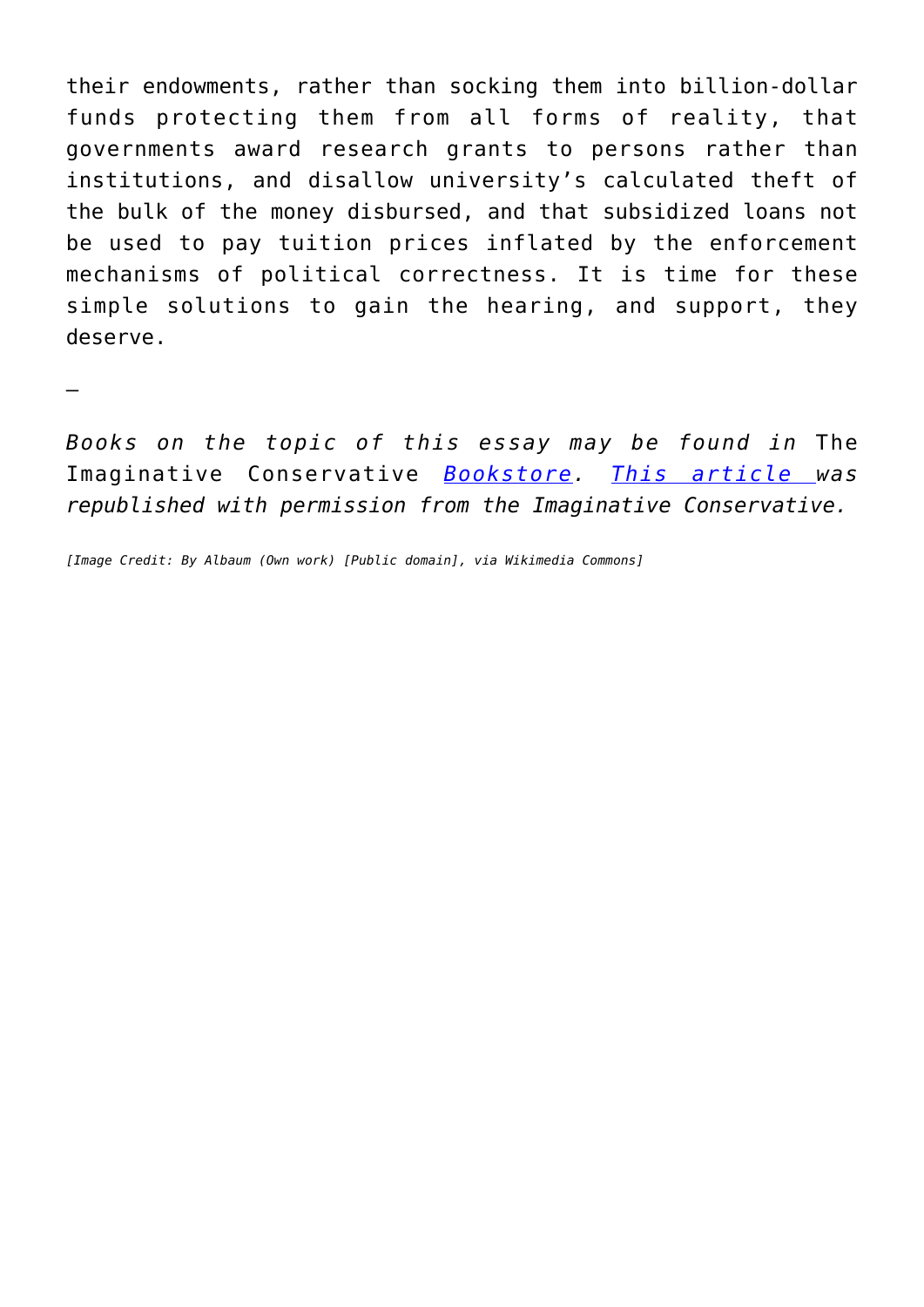their endowments, rather than socking them into billion-dollar funds protecting them from all forms of reality, that governments award research grants to persons rather than institutions, and disallow university's calculated theft of the bulk of the money disbursed, and that subsidized loans not be used to pay tuition prices inflated by the enforcement mechanisms of political correctness. It is time for these simple solutions to gain the hearing, and support, they deserve.

—

*Books on the topic of this essay may be found in* The Imaginative Conservative *Bookstore. This article was republished with permission from the Imaginative Conservative.*

*[Image Credit: By Albaum (Own work) [Public domain], via Wikimedia Commons]*